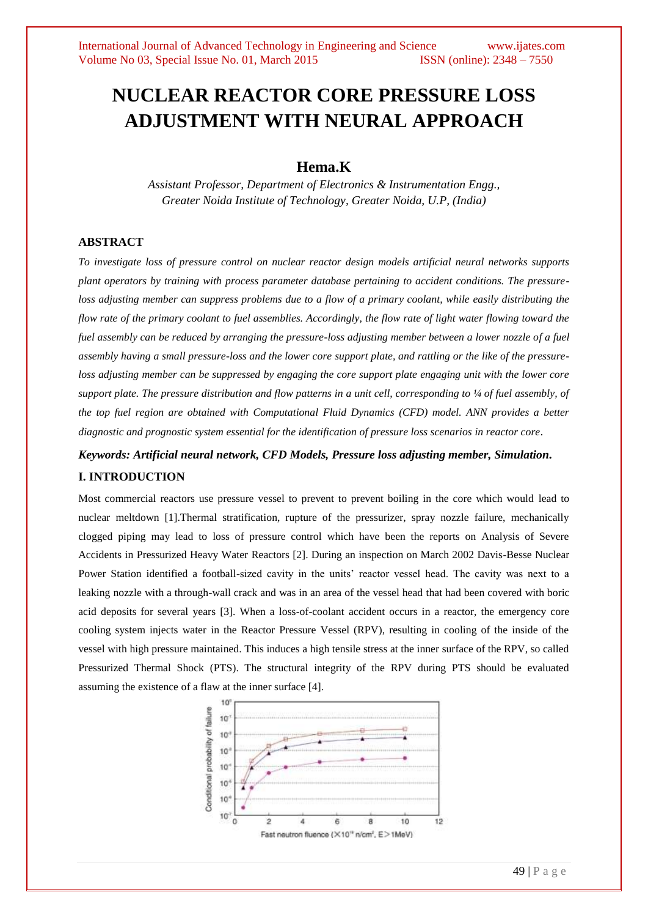# NUCLEAR REACTOR CORE PRESSURE LOSS ADJUSTMENT WITH NEURAL APPROACH

## Hema.K

*Assistant Professor, Department of Electronics & Instrumentation Engg., Greater Noida Institute of Technology, Greater Noida, U.P, (India)*

### ABSTRACT

*To investigate loss of pressure control on nuclear reactor design models artificial neural networks supports plant operators by training with process parameter database pertaining to accident conditions. The pressure-loss adjusting member can suppress problems due to a flow of a primary coolant, while easily distributing the flow rate of the primary coolant to fuel assemblies. Accordingly, the flow rate of light water flowing toward the fuel assembly can be reduced by arranging the pressure-loss adjusting member between a lower nozzle of a fuel assembly having a small pressure-loss and the lower core support plate, and rattling or the like of the pressure-loss adjusting member can be suppressed by engaging the core support plate engaging unit with the lower core support plate. The pressure distribution and flow patterns in a unit cell, corresponding to ¼ of fuel assembly, of the top fuel region are obtained with Computational Fluid Dynamics (CFD) model. ANN provides a better diagnostic and prognostic system essential for the identification of pressure loss scenarios in reactor core.*

***Keywords: Artificial neural network, CFD Models, Pressure loss adjusting member, Simulation.***

### I. INTRODUCTION

Most commercial reactors use pressure vessel to prevent to prevent boiling in the core which would lead to nuclear meltdown [1].Thermal stratification, rupture of the pressurizer, spray nozzle failure, mechanically clogged piping may lead to loss of pressure control which have been the reports on Analysis of Severe Accidents in Pressurized Heavy Water Reactors [2]. During an inspection on March 2002 Davis-Besse Nuclear Power Station identified a football-sized cavity in the units' reactor vessel head. The cavity was next to a leaking nozzle with a through-wall crack and was in an area of the vessel head that had been covered with boric acid deposits for several years [3]. When a loss-of-coolant accident occurs in a reactor, the emergency core cooling system injects water in the Reactor Pressure Vessel (RPV), resulting in cooling of the inside of the vessel with high pressure maintained. This induces a high tensile stress at the inner surface of the RPV, so called Pressurized Thermal Shock (PTS). The structural integrity of the RPV during PTS should be evaluated assuming the existence of a flaw at the inner surface [4].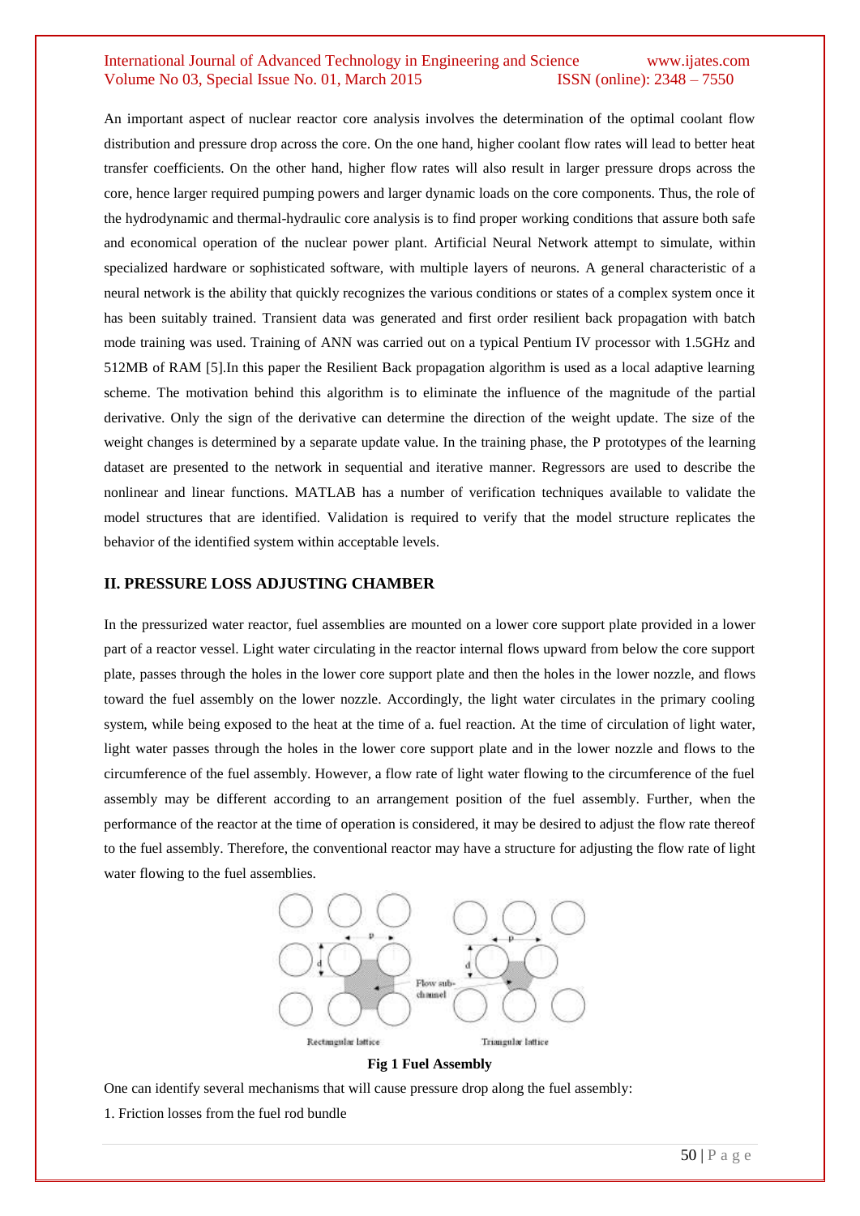An important aspect of nuclear reactor core analysis involves the determination of the optimal coolant flow distribution and pressure drop across the core. On the one hand, higher coolant flow rates will lead to better heat transfer coefficients. On the other hand, higher flow rates will also result in larger pressure drops across the core, hence larger required pumping powers and larger dynamic loads on the core components. Thus, the role of the hydrodynamic and thermal-hydraulic core analysis is to find proper working conditions that assure both safe and economical operation of the nuclear power plant. Artificial Neural Network attempt to simulate, within specialized hardware or sophisticated software, with multiple layers of neurons. A general characteristic of a neural network is the ability that quickly recognizes the various conditions or states of a complex system once it has been suitably trained. Transient data was generated and first order resilient back propagation with batch mode training was used. Training of ANN was carried out on a typical Pentium IV processor with 1.5GHz and 512MB of RAM [5].In this paper the Resilient Back propagation algorithm is used as a local adaptive learning scheme. The motivation behind this algorithm is to eliminate the influence of the magnitude of the partial derivative. Only the sign of the derivative can determine the direction of the weight update. The size of the weight changes is determined by a separate update value. In the training phase, the P prototypes of the learning dataset are presented to the network in sequential and iterative manner. Regressors are used to describe the nonlinear and linear functions. MATLAB has a number of verification techniques available to validate the model structures that are identified. Validation is required to verify that the model structure replicates the behavior of the identified system within acceptable levels.

## II. PRESSURE LOSS ADJUSTING CHAMBER

In the pressurized water reactor, fuel assemblies are mounted on a lower core support plate provided in a lower part of a reactor vessel. Light water circulating in the reactor internal flows upward from below the core support plate, passes through the holes in the lower core support plate and then the holes in the lower nozzle, and flows toward the fuel assembly on the lower nozzle. Accordingly, the light water circulates in the primary cooling system, while being exposed to the heat at the time of a. fuel reaction. At the time of circulation of light water, light water passes through the holes in the lower core support plate and in the lower nozzle and flows to the circumference of the fuel assembly. However, a flow rate of light water flowing to the circumference of the fuel assembly may be different according to an arrangement position of the fuel assembly. Further, when the performance of the reactor at the time of operation is considered, it may be desired to adjust the flow rate thereof to the fuel assembly. Therefore, the conventional reactor may have a structure for adjusting the flow rate of light water flowing to the fuel assemblies.

**Fig 1 Fuel Assembly**

One can identify several mechanisms that will cause pressure drop along the fuel assembly:

1. Friction losses from the fuel rod bundle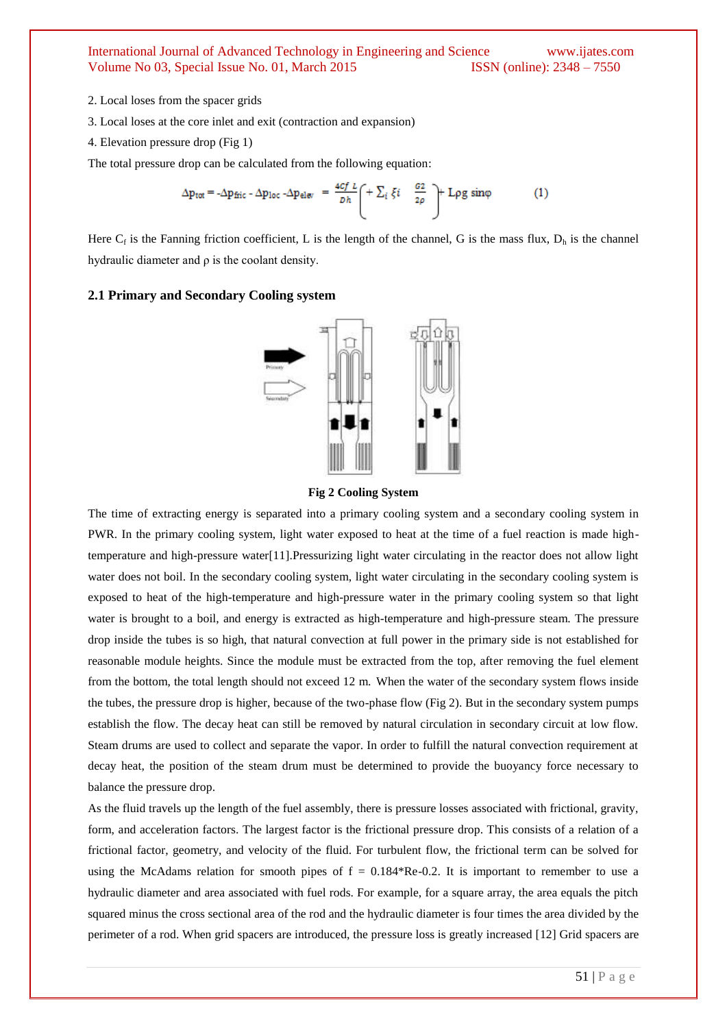2. Local loses from the spacer grids

3. Local loses at the core inlet and exit (contraction and expansion)

4. Elevation pressure drop (Fig 1)

The total pressure drop can be calculated from the following equation:

$$\Delta p_{tot} = -\Delta p_{fric} - \Delta p_{loc} - \Delta p_{elev} = \frac{4cf\ L}{Dh}\left( + \sum_i \xi i \quad \frac{G2}{2\rho} \right) + L\rho g \sin\varphi \qquad (1)$$

Here $C_f$ is the Fanning friction coefficient, L is the length of the channel, G is the mass flux, $D_h$ is the channel hydraulic diameter and $\rho$ is the coolant density.

### 2.1 Primary and Secondary Cooling system

**Fig 2 Cooling System**

The time of extracting energy is separated into a primary cooling system and a secondary cooling system in PWR. In the primary cooling system, light water exposed to heat at the time of a fuel reaction is made high-temperature and high-pressure water[11].Pressurizing light water circulating in the reactor does not allow light water does not boil. In the secondary cooling system, light water circulating in the secondary cooling system is exposed to heat of the high-temperature and high-pressure water in the primary cooling system so that light water is brought to a boil, and energy is extracted as high-temperature and high-pressure steam. The pressure drop inside the tubes is so high, that natural convection at full power in the primary side is not established for reasonable module heights. Since the module must be extracted from the top, after removing the fuel element from the bottom, the total length should not exceed 12 m. When the water of the secondary system flows inside the tubes, the pressure drop is higher, because of the two-phase flow (Fig 2). But in the secondary system pumps establish the flow. The decay heat can still be removed by natural circulation in secondary circuit at low flow. Steam drums are used to collect and separate the vapor. In order to fulfill the natural convection requirement at decay heat, the position of the steam drum must be determined to provide the buoyancy force necessary to balance the pressure drop.

As the fluid travels up the length of the fuel assembly, there is pressure losses associated with frictional, gravity, form, and acceleration factors. The largest factor is the frictional pressure drop. This consists of a relation of a frictional factor, geometry, and velocity of the fluid. For turbulent flow, the frictional term can be solved for using the McAdams relation for smooth pipes of $f = 0.184 * Re^{-0.2}$. It is important to remember to use a hydraulic diameter and area associated with fuel rods. For example, for a square array, the area equals the pitch squared minus the cross sectional area of the rod and the hydraulic diameter is four times the area divided by the perimeter of a rod. When grid spacers are introduced, the pressure loss is greatly increased [12] Grid spacers are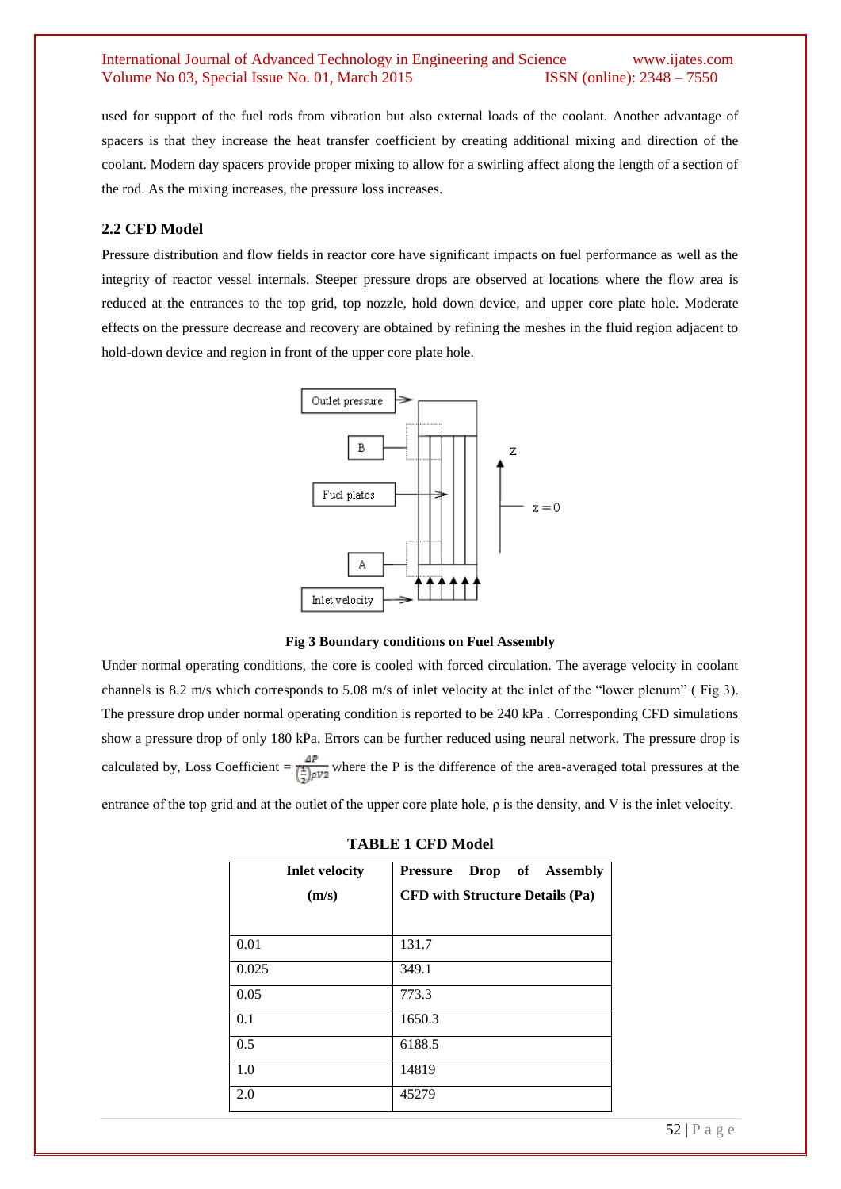used for support of the fuel rods from vibration but also external loads of the coolant. Another advantage of spacers is that they increase the heat transfer coefficient by creating additional mixing and direction of the coolant. Modern day spacers provide proper mixing to allow for a swirling affect along the length of a section of the rod. As the mixing increases, the pressure loss increases.

### 2.2 CFD Model

Pressure distribution and flow fields in reactor core have significant impacts on fuel performance as well as the integrity of reactor vessel internals. Steeper pressure drops are observed at locations where the flow area is reduced at the entrances to the top grid, top nozzle, hold down device, and upper core plate hole. Moderate effects on the pressure decrease and recovery are obtained by refining the meshes in the fluid region adjacent to hold-down device and region in front of the upper core plate hole.

**Fig 3 Boundary conditions on Fuel Assembly**

Under normal operating conditions, the core is cooled with forced circulation. The average velocity in coolant channels is 8.2 m/s which corresponds to 5.08 m/s of inlet velocity at the inlet of the "lower plenum" ( Fig 3). The pressure drop under normal operating condition is reported to be 240 kPa . Corresponding CFD simulations show a pressure drop of only 180 kPa. Errors can be further reduced using neural network. The pressure drop is calculated by, Loss Coefficient = $\frac{\Delta P}{\left(\frac{1}{2}\right)\rho V^2}$ where the P is the difference of the area-averaged total pressures at the entrance of the top grid and at the outlet of the upper core plate hole, ρ is the density, and V is the inlet velocity.

**TABLE 1 CFD Model**

| Inlet velocity (m/s) | Pressure Drop of Assembly CFD with Structure Details (Pa) |
|---|---|
| 0.01 | 131.7 |
| 0.025 | 349.1 |
| 0.05 | 773.3 |
| 0.1 | 1650.3 |
| 0.5 | 6188.5 |
| 1.0 | 14819 |
| 2.0 | 45279 |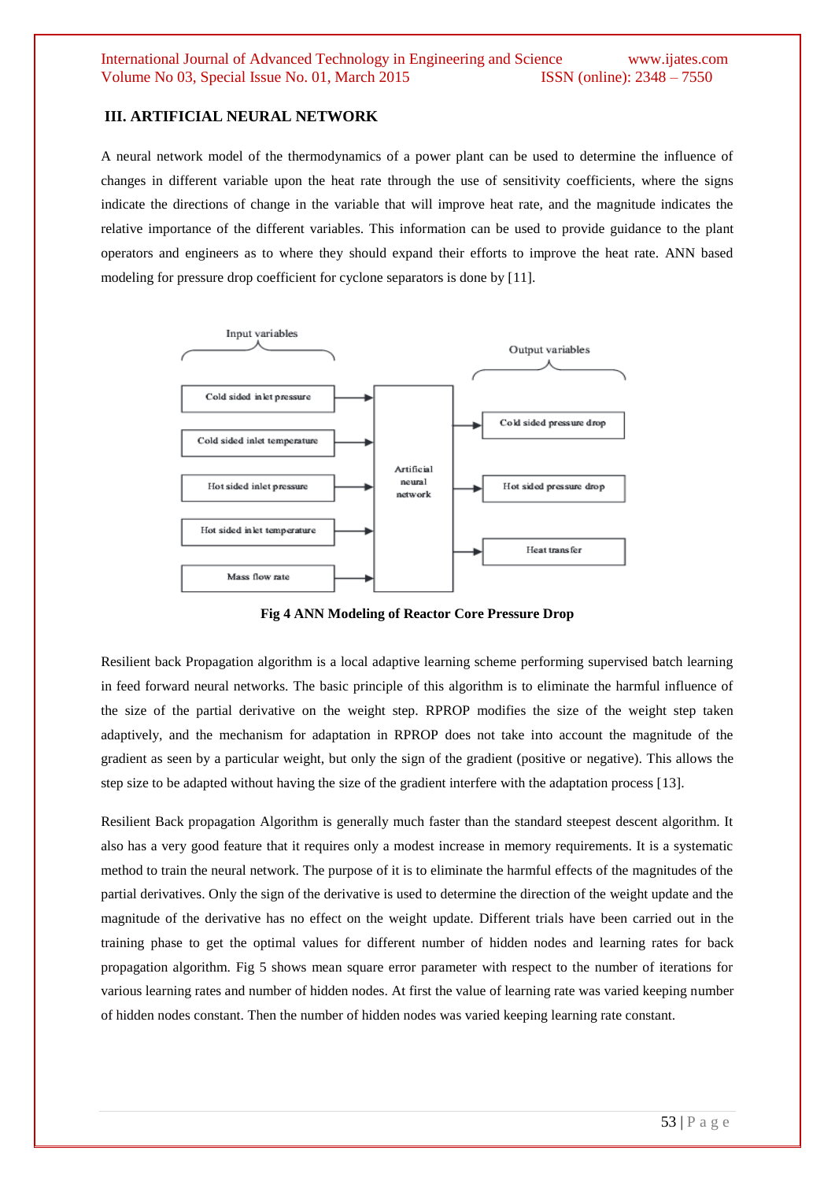### III. ARTIFICIAL NEURAL NETWORK

A neural network model of the thermodynamics of a power plant can be used to determine the influence of changes in different variable upon the heat rate through the use of sensitivity coefficients, where the signs indicate the directions of change in the variable that will improve heat rate, and the magnitude indicates the relative importance of the different variables. This information can be used to provide guidance to the plant operators and engineers as to where they should expand their efforts to improve the heat rate. ANN based modeling for pressure drop coefficient for cyclone separators is done by [11].

**Fig 4 ANN Modeling of Reactor Core Pressure Drop**

Resilient back Propagation algorithm is a local adaptive learning scheme performing supervised batch learning in feed forward neural networks. The basic principle of this algorithm is to eliminate the harmful influence of the size of the partial derivative on the weight step. RPROP modifies the size of the weight step taken adaptively, and the mechanism for adaptation in RPROP does not take into account the magnitude of the gradient as seen by a particular weight, but only the sign of the gradient (positive or negative). This allows the step size to be adapted without having the size of the gradient interfere with the adaptation process [13].

Resilient Back propagation Algorithm is generally much faster than the standard steepest descent algorithm. It also has a very good feature that it requires only a modest increase in memory requirements. It is a systematic method to train the neural network. The purpose of it is to eliminate the harmful effects of the magnitudes of the partial derivatives. Only the sign of the derivative is used to determine the direction of the weight update and the magnitude of the derivative has no effect on the weight update. Different trials have been carried out in the training phase to get the optimal values for different number of hidden nodes and learning rates for back propagation algorithm. Fig 5 shows mean square error parameter with respect to the number of iterations for various learning rates and number of hidden nodes. At first the value of learning rate was varied keeping number of hidden nodes constant. Then the number of hidden nodes was varied keeping learning rate constant.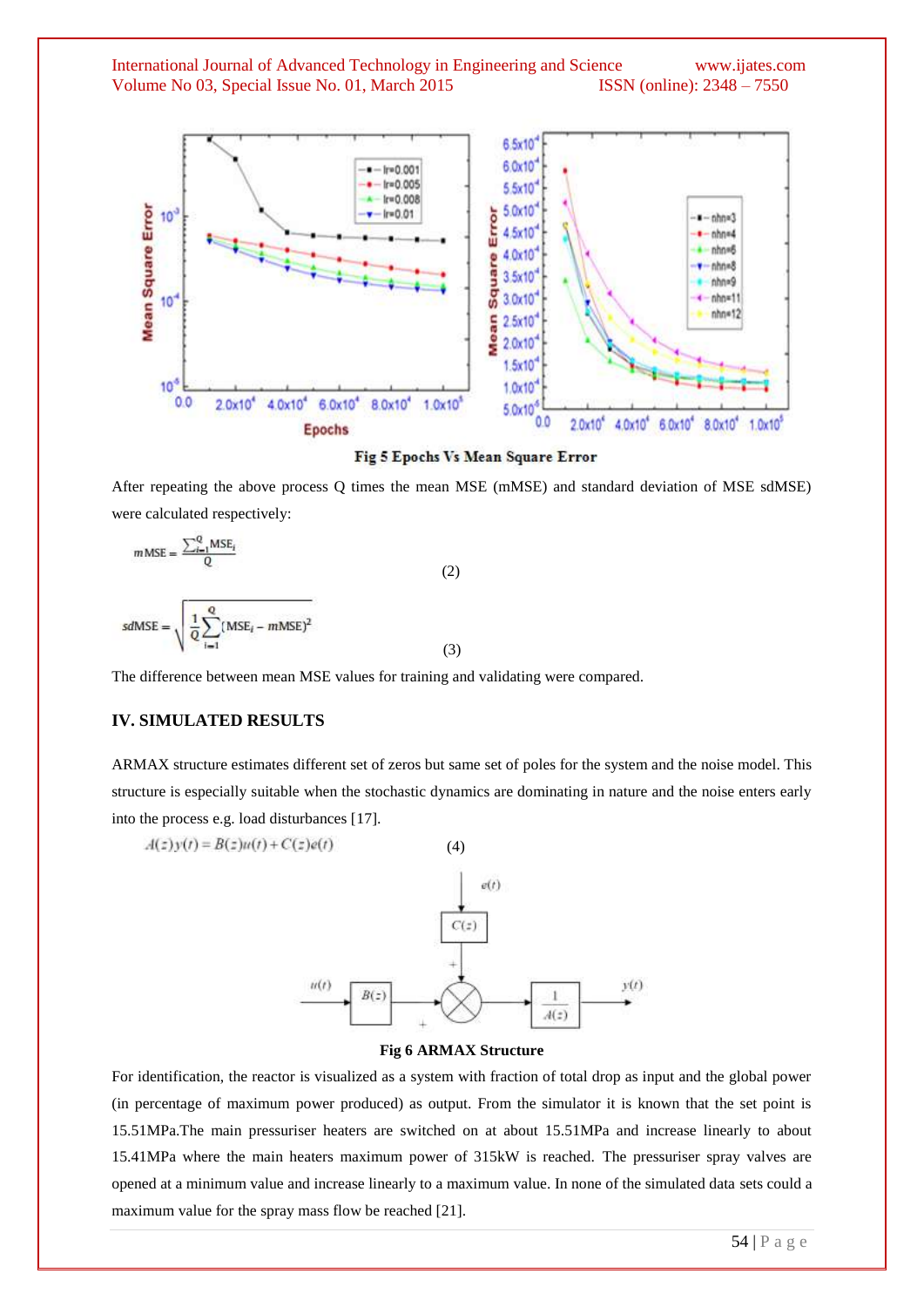Fig 5 Epochs Vs Mean Square Error

After repeating the above process Q times the mean MSE (mMSE) and standard deviation of MSE sdMSE) were calculated respectively:

$$m\text{MSE} = \frac{\sum_{i=1}^{Q} \text{MSE}_i}{Q} \tag{2}$$

$$sd\text{MSE} = \sqrt{\frac{1}{Q}\sum_{i=1}^{Q}(\text{MSE}_i - m\text{MSE})^2} \tag{3}$$

The difference between mean MSE values for training and validating were compared.

## IV. SIMULATED RESULTS

ARMAX structure estimates different set of zeros but same set of poles for the system and the noise model. This structure is especially suitable when the stochastic dynamics are dominating in nature and the noise enters early into the process e.g. load disturbances [17].

$$A(z)y(t) = B(z)u(t) + C(z)e(t) \tag{4}$$

**Fig 6 ARMAX Structure**

For identification, the reactor is visualized as a system with fraction of total drop as input and the global power (in percentage of maximum power produced) as output. From the simulator it is known that the set point is 15.51MPa.The main pressuriser heaters are switched on at about 15.51MPa and increase linearly to about 15.41MPa where the main heaters maximum power of 315kW is reached. The pressuriser spray valves are opened at a minimum value and increase linearly to a maximum value. In none of the simulated data sets could a maximum value for the spray mass flow be reached [21].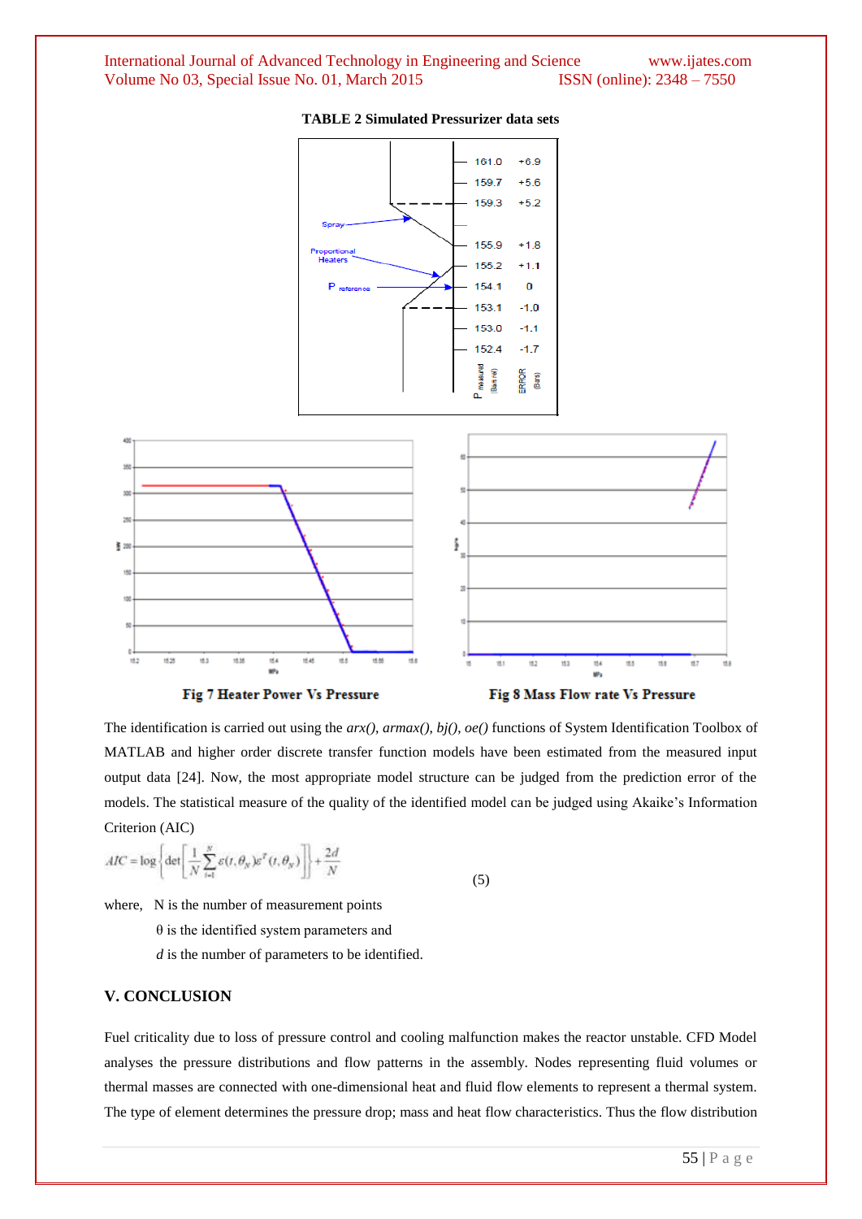**TABLE 2 Simulated Pressurizer data sets**

| P measured (Bars rel) | ERROR (Bars) |
|---|---|
| 161.0 | +6.9 |
| 159.7 | +5.6 |
| 159.3 | +5.2 |
| 155.9 | +1.8 |
| 155.2 | +1.1 |
| 154.1 | 0 |
| 153.1 | -1.0 |
| 153.0 | -1.1 |
| 152.4 | -1.7 |

Spray, Proportional Heaters, P reference

**Fig 7 Heater Power Vs Pressure**

**Fig 8 Mass Flow rate Vs Pressure**

The identification is carried out using the *arx(), armax(), bj(), oe()* functions of System Identification Toolbox of MATLAB and higher order discrete transfer function models have been estimated from the measured input output data [24]. Now, the most appropriate model structure can be judged from the prediction error of the models. The statistical measure of the quality of the identified model can be judged using Akaike's Information Criterion (AIC)

$$AIC = \log\left\{\det\left[\frac{1}{N}\sum_{t=1}^{N}\varepsilon(t,\theta_N)\varepsilon^T(t,\theta_N)\right]\right\} + \frac{2d}{N} \tag{5}$$

where, N is the number of measurement points

$\theta$ is the identified system parameters and

$d$ is the number of parameters to be identified.

## V. CONCLUSION

Fuel criticality due to loss of pressure control and cooling malfunction makes the reactor unstable. CFD Model analyses the pressure distributions and flow patterns in the assembly. Nodes representing fluid volumes or thermal masses are connected with one-dimensional heat and fluid flow elements to represent a thermal system. The type of element determines the pressure drop; mass and heat flow characteristics. Thus the flow distribution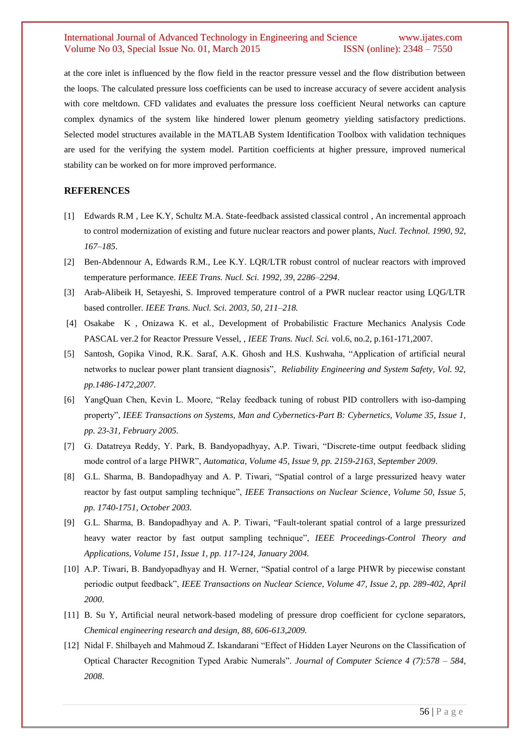at the core inlet is influenced by the flow field in the reactor pressure vessel and the flow distribution between the loops. The calculated pressure loss coefficients can be used to increase accuracy of severe accident analysis with core meltdown. CFD validates and evaluates the pressure loss coefficient Neural networks can capture complex dynamics of the system like hindered lower plenum geometry yielding satisfactory predictions. Selected model structures available in the MATLAB System Identification Toolbox with validation techniques are used for the verifying the system model. Partition coefficients at higher pressure, improved numerical stability can be worked on for more improved performance.

## REFERENCES

[1] Edwards R.M , Lee K.Y, Schultz M.A. State-feedback assisted classical control , An incremental approach to control modernization of existing and future nuclear reactors and power plants, *Nucl. Technol. 1990, 92, 167–185*.

[2] Ben-Abdennour A, Edwards R.M., Lee K.Y. LQR/LTR robust control of nuclear reactors with improved temperature performance. *IEEE Trans. Nucl. Sci. 1992, 39, 2286–2294*.

[3] Arab-Alibeik H, Setayeshi, S. Improved temperature control of a PWR nuclear reactor using LQG/LTR based controller. *IEEE Trans. Nucl. Sci. 2003, 50, 211–218.*

[4] Osakabe K , Onizawa K. et al., Development of Probabilistic Fracture Mechanics Analysis Code PASCAL ver.2 for Reactor Pressure Vessel, , *IEEE Trans. Nucl. Sci.* vol.6, no.2, p.161-171,2007.

[5] Santosh, Gopika Vinod, R.K. Saraf, A.K. Ghosh and H.S. Kushwaha, "Application of artificial neural networks to nuclear power plant transient diagnosis", *Reliability Engineering and System Safety, Vol. 92, pp.1486-1472,2007.*

[6] YangQuan Chen, Kevin L. Moore, "Relay feedback tuning of robust PID controllers with iso-damping property", *IEEE Transactions on Systems, Man and Cybernetics-Part B: Cybernetics, Volume 35, Issue 1, pp. 23-31, February 2005.*

[7] G. Datatreya Reddy, Y. Park, B. Bandyopadhyay, A.P. Tiwari, "Discrete-time output feedback sliding mode control of a large PHWR", *Automatica, Volume 45, Issue 9, pp. 2159-2163, September 2009*.

[8] G.L. Sharma, B. Bandopadhyay and A. P. Tiwari, "Spatial control of a large pressurized heavy water reactor by fast output sampling technique", *IEEE Transactions on Nuclear Science, Volume 50, Issue 5, pp. 1740-1751, October 2003.*

[9] G.L. Sharma, B. Bandopadhyay and A. P. Tiwari, "Fault-tolerant spatial control of a large pressurized heavy water reactor by fast output sampling technique", *IEEE Proceedings-Control Theory and Applications, Volume 151, Issue 1, pp. 117-124, January 2004.*

[10] A.P. Tiwari, B. Bandyopadhyay and H. Werner, "Spatial control of a large PHWR by piecewise constant periodic output feedback", *IEEE Transactions on Nuclear Science, Volume 47, Issue 2, pp. 289-402, April 2000*.

[11] B. Su Y, Artificial neural network-based modeling of pressure drop coefficient for cyclone separators, *Chemical engineering research and design, 88, 606-613,2009.*

[12] Nidal F. Shilbayeh and Mahmoud Z. Iskandarani "Effect of Hidden Layer Neurons on the Classification of Optical Character Recognition Typed Arabic Numerals". *Journal of Computer Science 4 (7):578 – 584, 2008*.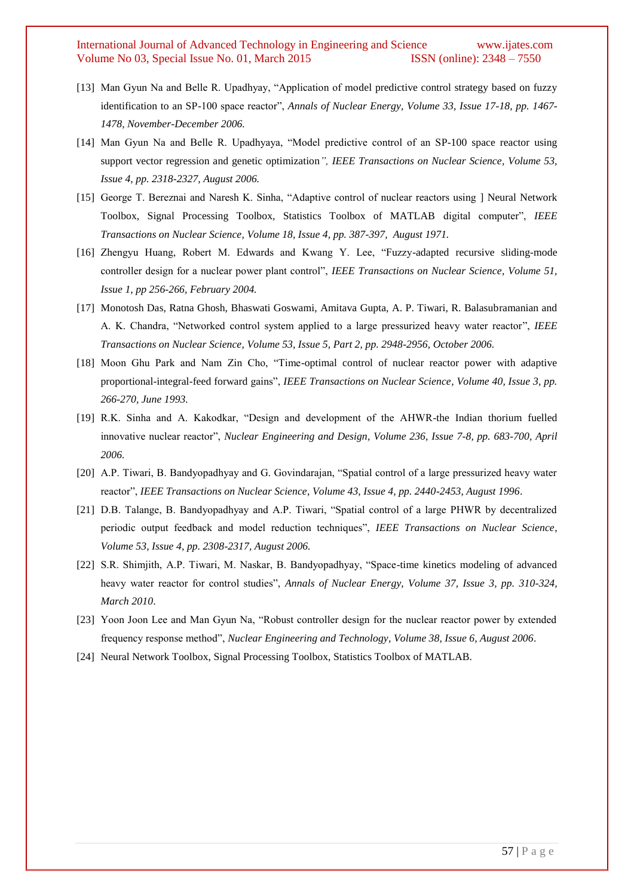[13] Man Gyun Na and Belle R. Upadhyay, "Application of model predictive control strategy based on fuzzy identification to an SP-100 space reactor", *Annals of Nuclear Energy, Volume 33, Issue 17-18, pp. 1467-1478, November-December 2006.*

[14] Man Gyun Na and Belle R. Upadhyaya, "Model predictive control of an SP-100 space reactor using support vector regression and genetic optimization*", IEEE Transactions on Nuclear Science, Volume 53, Issue 4, pp. 2318-2327, August 2006.*

[15] George T. Bereznai and Naresh K. Sinha, "Adaptive control of nuclear reactors using ] Neural Network Toolbox, Signal Processing Toolbox, Statistics Toolbox of MATLAB digital computer", *IEEE Transactions on Nuclear Science, Volume 18, Issue 4, pp. 387-397, August 1971.*

[16] Zhengyu Huang, Robert M. Edwards and Kwang Y. Lee, "Fuzzy-adapted recursive sliding-mode controller design for a nuclear power plant control", *IEEE Transactions on Nuclear Science, Volume 51, Issue 1, pp 256-266, February 2004.*

[17] Monotosh Das, Ratna Ghosh, Bhaswati Goswami, Amitava Gupta, A. P. Tiwari, R. Balasubramanian and A. K. Chandra, "Networked control system applied to a large pressurized heavy water reactor", *IEEE Transactions on Nuclear Science, Volume 53, Issue 5, Part 2, pp. 2948-2956, October 2006.*

[18] Moon Ghu Park and Nam Zin Cho, "Time-optimal control of nuclear reactor power with adaptive proportional-integral-feed forward gains", *IEEE Transactions on Nuclear Science, Volume 40, Issue 3, pp. 266-270, June 1993.*

[19] R.K. Sinha and A. Kakodkar, "Design and development of the AHWR-the Indian thorium fuelled innovative nuclear reactor", *Nuclear Engineering and Design, Volume 236, Issue 7-8, pp. 683-700, April 2006.*

[20] A.P. Tiwari, B. Bandyopadhyay and G. Govindarajan, "Spatial control of a large pressurized heavy water reactor", *IEEE Transactions on Nuclear Science, Volume 43, Issue 4, pp. 2440-2453, August 1996*.

[21] D.B. Talange, B. Bandyopadhyay and A.P. Tiwari, "Spatial control of a large PHWR by decentralized periodic output feedback and model reduction techniques", *IEEE Transactions on Nuclear Science, Volume 53, Issue 4, pp. 2308-2317, August 2006.*

[22] S.R. Shimjith, A.P. Tiwari, M. Naskar, B. Bandyopadhyay, "Space-time kinetics modeling of advanced heavy water reactor for control studies", *Annals of Nuclear Energy, Volume 37, Issue 3, pp. 310-324, March 2010*.

[23] Yoon Joon Lee and Man Gyun Na, "Robust controller design for the nuclear reactor power by extended frequency response method", *Nuclear Engineering and Technology, Volume 38, Issue 6, August 2006*.

[24] Neural Network Toolbox, Signal Processing Toolbox, Statistics Toolbox of MATLAB.